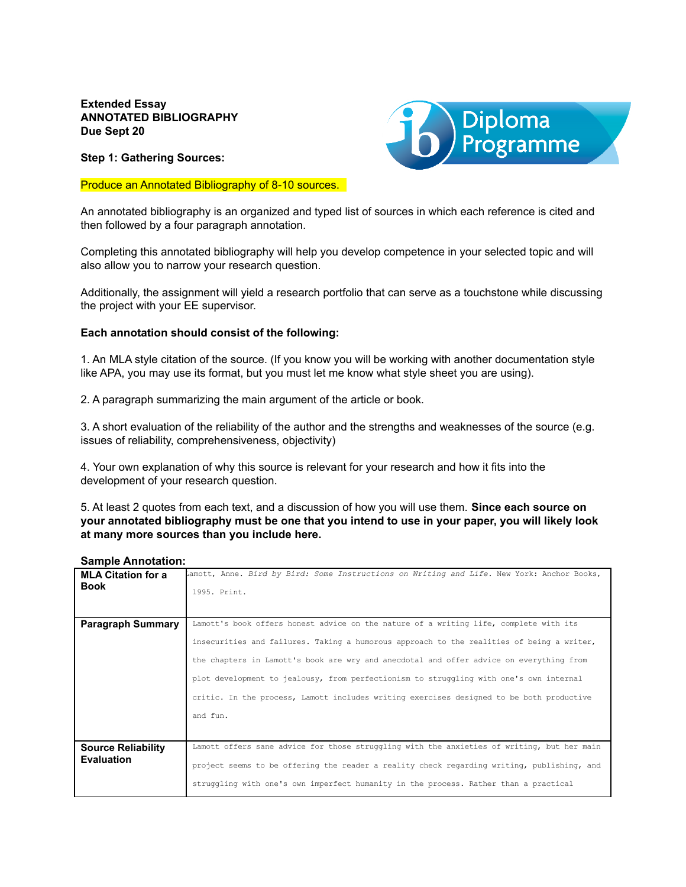**Extended Essay**
**ANNOTATED BIBLIOGRAPHY**
**Due Sept 20**

**Step 1: Gathering Sources:**

Produce an Annotated Bibliography of 8-10 sources.

An annotated bibliography is an organized and typed list of sources in which each reference is cited and then followed by a four paragraph annotation.

Completing this annotated bibliography will help you develop competence in your selected topic and will also allow you to narrow your research question.

Additionally, the assignment will yield a research portfolio that can serve as a touchstone while discussing the project with your EE supervisor.

**Each annotation should consist of the following:**

1. An MLA style citation of the source. (If you know you will be working with another documentation style like APA, you may use its format, but you must let me know what style sheet you are using).

2. A paragraph summarizing the main argument of the article or book.

3. A short evaluation of the reliability of the author and the strengths and weaknesses of the source (e.g. issues of reliability, comprehensiveness, objectivity)

4. Your own explanation of why this source is relevant for your research and how it fits into the development of your research question.

5. At least 2 quotes from each text, and a discussion of how you will use them. **Since each source on your annotated bibliography must be one that you intend to use in your paper, you will likely look at many more sources than you include here.**

**Sample Annotation:**

| **MLA Citation for a Book** | Lamott, Anne. *Bird by Bird: Some Instructions on Writing and Life*. New York: Anchor Books, 1995. Print. |
|---|---|
| **Paragraph Summary** | Lamott's book offers honest advice on the nature of a writing life, complete with its insecurities and failures. Taking a humorous approach to the realities of being a writer, the chapters in Lamott's book are wry and anecdotal and offer advice on everything from plot development to jealousy, from perfectionism to struggling with one's own internal critic. In the process, Lamott includes writing exercises designed to be both productive and fun. |
| **Source Reliability Evaluation** | Lamott offers sane advice for those struggling with the anxieties of writing, but her main project seems to be offering the reader a reality check regarding writing, publishing, and struggling with one's own imperfect humanity in the process. Rather than a practical |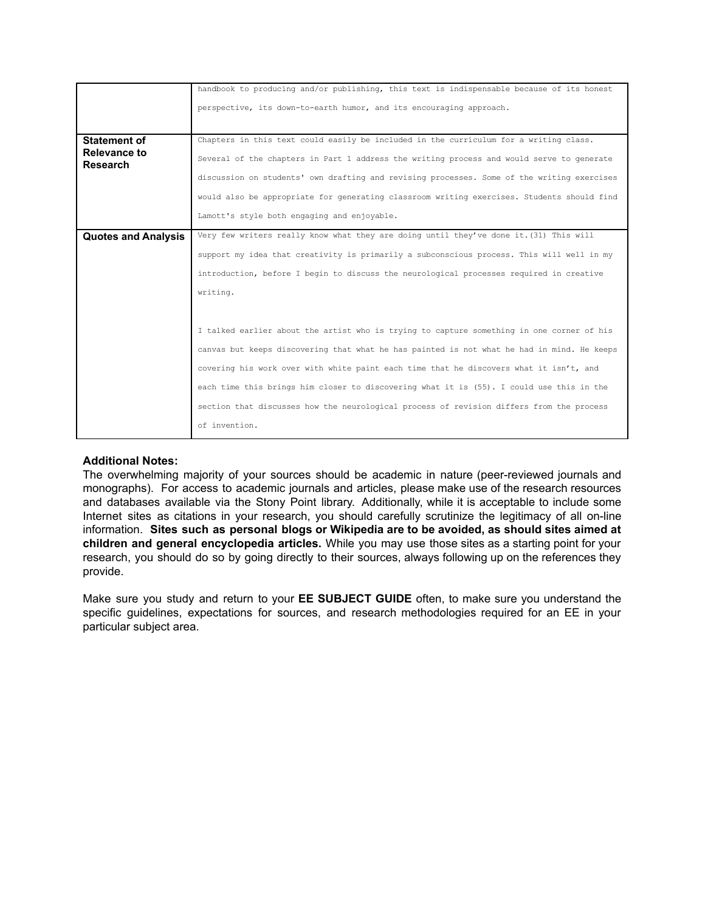| | |
|---|---|
| | handbook to producing and/or publishing, this text is indispensable because of its honest perspective, its down-to-earth humor, and its encouraging approach. |
| **Statement of Relevance to Research** | Chapters in this text could easily be included in the curriculum for a writing class. Several of the chapters in Part 1 address the writing process and would serve to generate discussion on students' own drafting and revising processes. Some of the writing exercises would also be appropriate for generating classroom writing exercises. Students should find Lamott's style both engaging and enjoyable. |
| **Quotes and Analysis** | Very few writers really know what they are doing until they've done it.(31) This will support my idea that creativity is primarily a subconscious process. This will well in my introduction, before I begin to discuss the neurological processes required in creative writing.<br><br>I talked earlier about the artist who is trying to capture something in one corner of his canvas but keeps discovering that what he has painted is not what he had in mind. He keeps covering his work over with white paint each time that he discovers what it isn't, and each time this brings him closer to discovering what it is (55). I could use this in the section that discusses how the neurological process of revision differs from the process of invention. |

**Additional Notes:**

The overwhelming majority of your sources should be academic in nature (peer-reviewed journals and monographs). For access to academic journals and articles, please make use of the research resources and databases available via the Stony Point library. Additionally, while it is acceptable to include some Internet sites as citations in your research, you should carefully scrutinize the legitimacy of all on-line information. **Sites such as personal blogs or Wikipedia are to be avoided, as should sites aimed at children and general encyclopedia articles.** While you may use those sites as a starting point for your research, you should do so by going directly to their sources, always following up on the references they provide.

Make sure you study and return to your **EE SUBJECT GUIDE** often, to make sure you understand the specific guidelines, expectations for sources, and research methodologies required for an EE in your particular subject area.